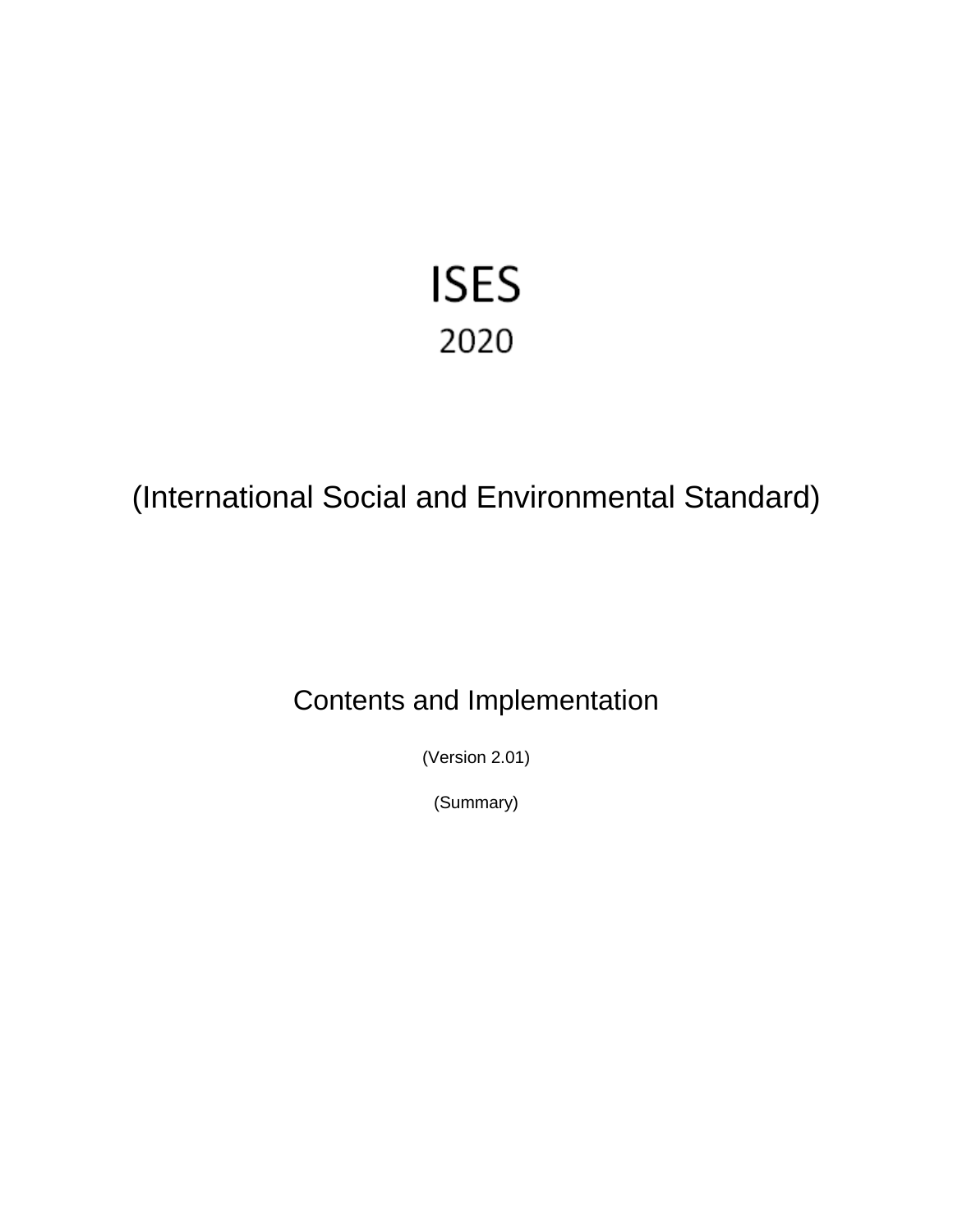# ISES

## 2020

## (International Social and Environmental Standard)

### Contents and Implementation

(Version 2.01)

(Summary)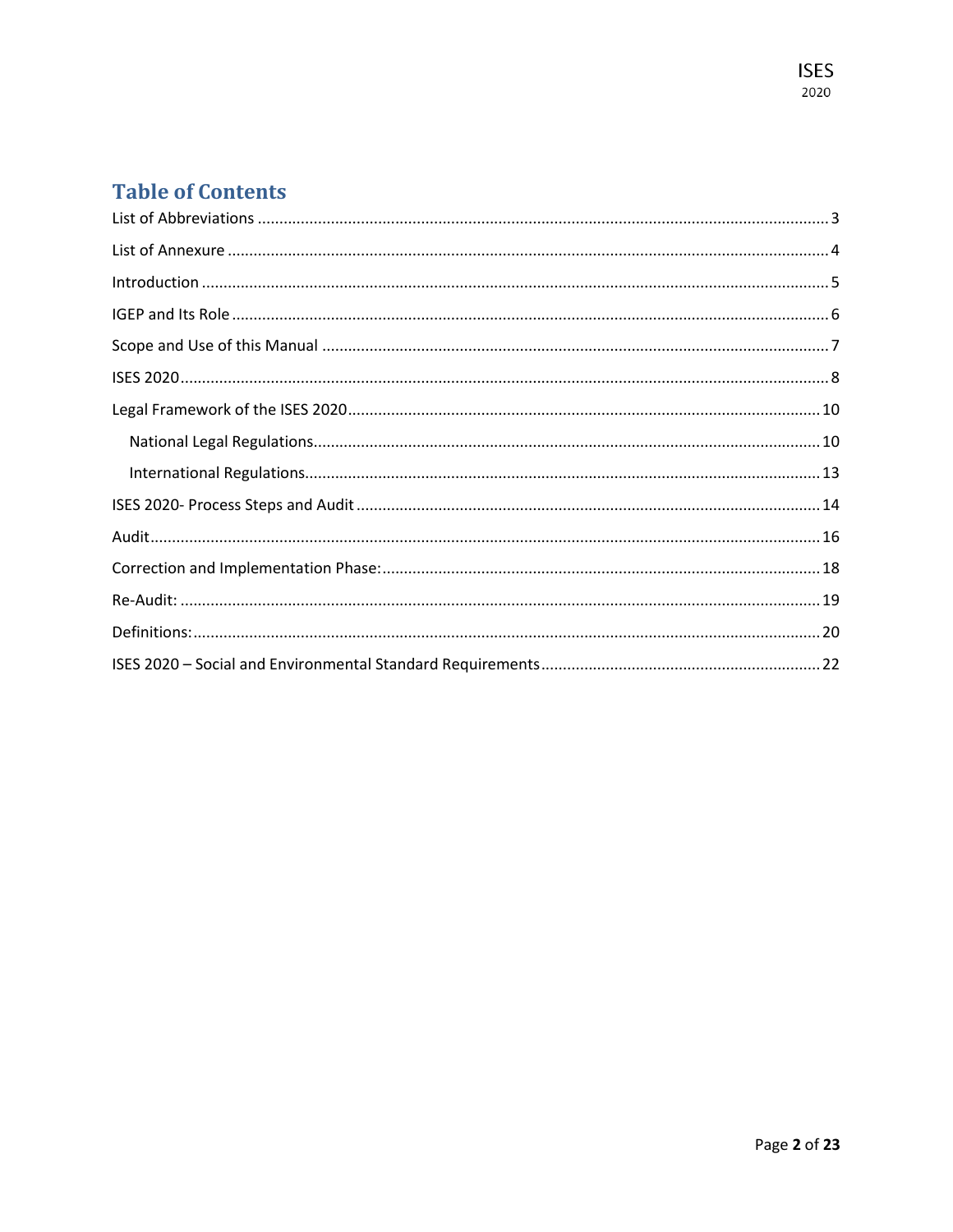# Table of Contents

List of Abbreviations ............................................................ 3

List of Annexure ............................................................ 4

Introduction ............................................................ 5

IGEP and Its Role ............................................................ 6

Scope and Use of this Manual ............................................................ 7

ISES 2020 ............................................................ 8

Legal Framework of the ISES 2020 ............................................................ 10

- National Legal Regulations ............................................................ 10
- International Regulations ............................................................ 13

ISES 2020- Process Steps and Audit ............................................................ 14

Audit ............................................................ 16

Correction and Implementation Phase: ............................................................ 18

Re-Audit: ............................................................ 19

Definitions: ............................................................ 20

ISES 2020 – Social and Environmental Standard Requirements ............................................................ 22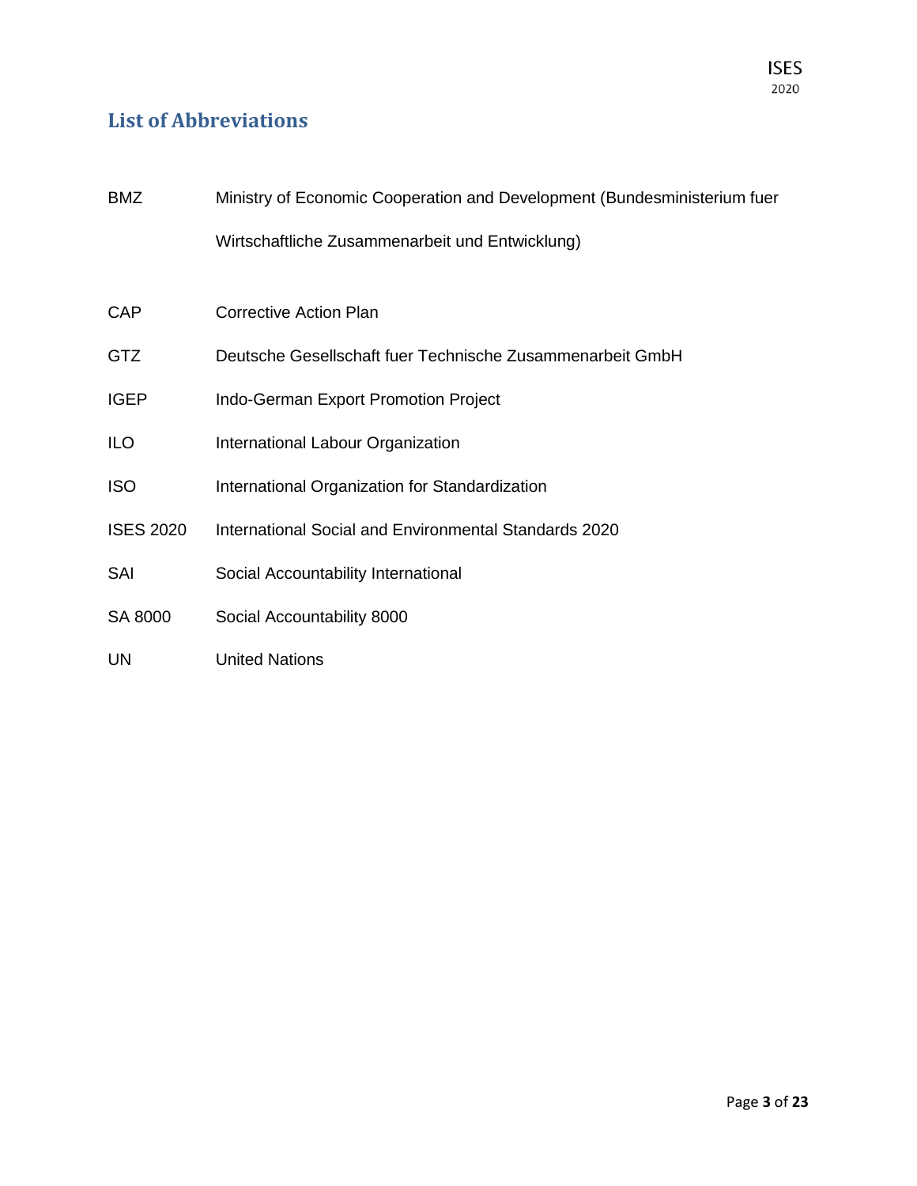## List of Abbreviations

| | |
|---|---|
| BMZ | Ministry of Economic Cooperation and Development (Bundesministerium fuer Wirtschaftliche Zusammenarbeit und Entwicklung) |
| CAP | Corrective Action Plan |
| GTZ | Deutsche Gesellschaft fuer Technische Zusammenarbeit GmbH |
| IGEP | Indo-German Export Promotion Project |
| ILO | International Labour Organization |
| ISO | International Organization for Standardization |
| ISES 2020 | International Social and Environmental Standards 2020 |
| SAI | Social Accountability International |
| SA 8000 | Social Accountability 8000 |
| UN | United Nations |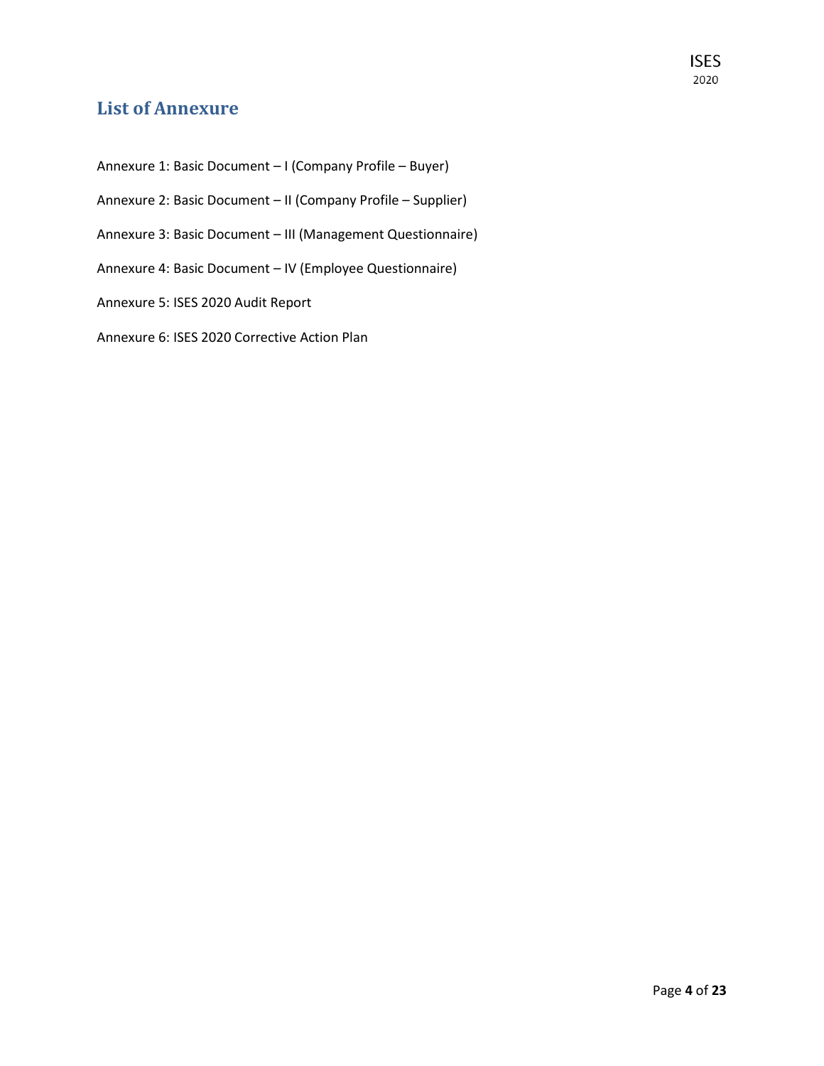## List of Annexure

Annexure 1: Basic Document – I (Company Profile – Buyer)

Annexure 2: Basic Document – II (Company Profile – Supplier)

Annexure 3: Basic Document – III (Management Questionnaire)

Annexure 4: Basic Document – IV (Employee Questionnaire)

Annexure 5: ISES 2020 Audit Report

Annexure 6: ISES 2020 Corrective Action Plan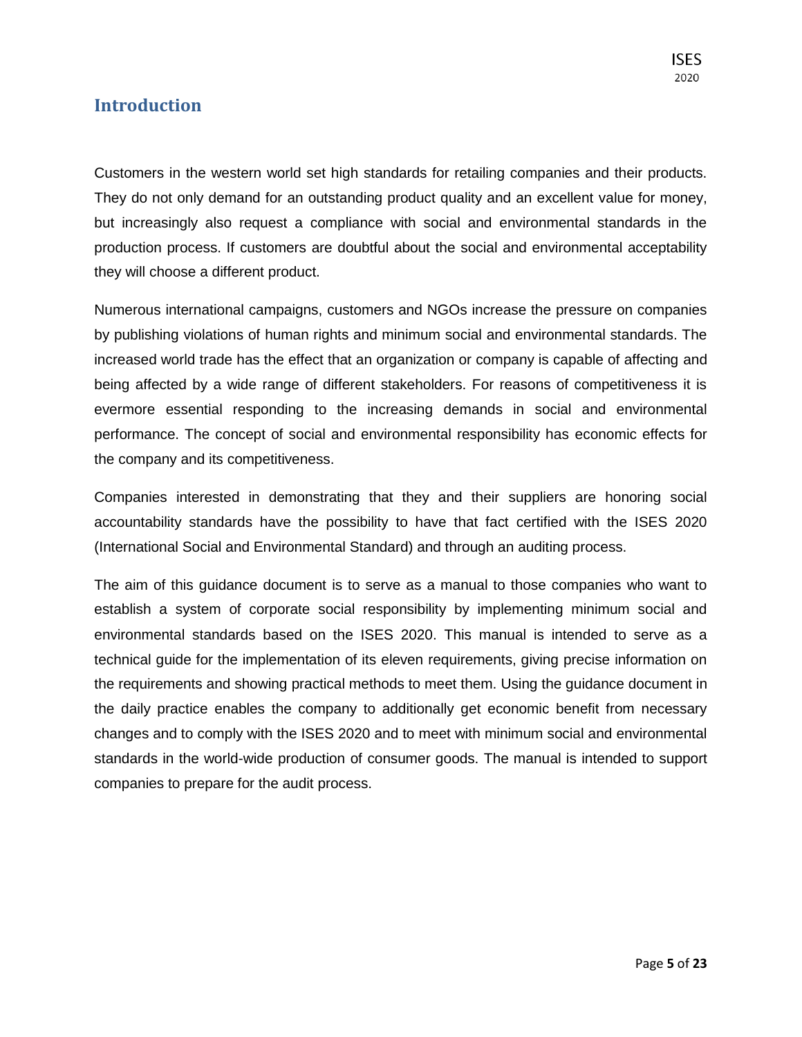## Introduction

Customers in the western world set high standards for retailing companies and their products. They do not only demand for an outstanding product quality and an excellent value for money, but increasingly also request a compliance with social and environmental standards in the production process. If customers are doubtful about the social and environmental acceptability they will choose a different product.

Numerous international campaigns, customers and NGOs increase the pressure on companies by publishing violations of human rights and minimum social and environmental standards. The increased world trade has the effect that an organization or company is capable of affecting and being affected by a wide range of different stakeholders. For reasons of competitiveness it is evermore essential responding to the increasing demands in social and environmental performance. The concept of social and environmental responsibility has economic effects for the company and its competitiveness.

Companies interested in demonstrating that they and their suppliers are honoring social accountability standards have the possibility to have that fact certified with the ISES 2020 (International Social and Environmental Standard) and through an auditing process.

The aim of this guidance document is to serve as a manual to those companies who want to establish a system of corporate social responsibility by implementing minimum social and environmental standards based on the ISES 2020. This manual is intended to serve as a technical guide for the implementation of its eleven requirements, giving precise information on the requirements and showing practical methods to meet them. Using the guidance document in the daily practice enables the company to additionally get economic benefit from necessary changes and to comply with the ISES 2020 and to meet with minimum social and environmental standards in the world-wide production of consumer goods. The manual is intended to support companies to prepare for the audit process.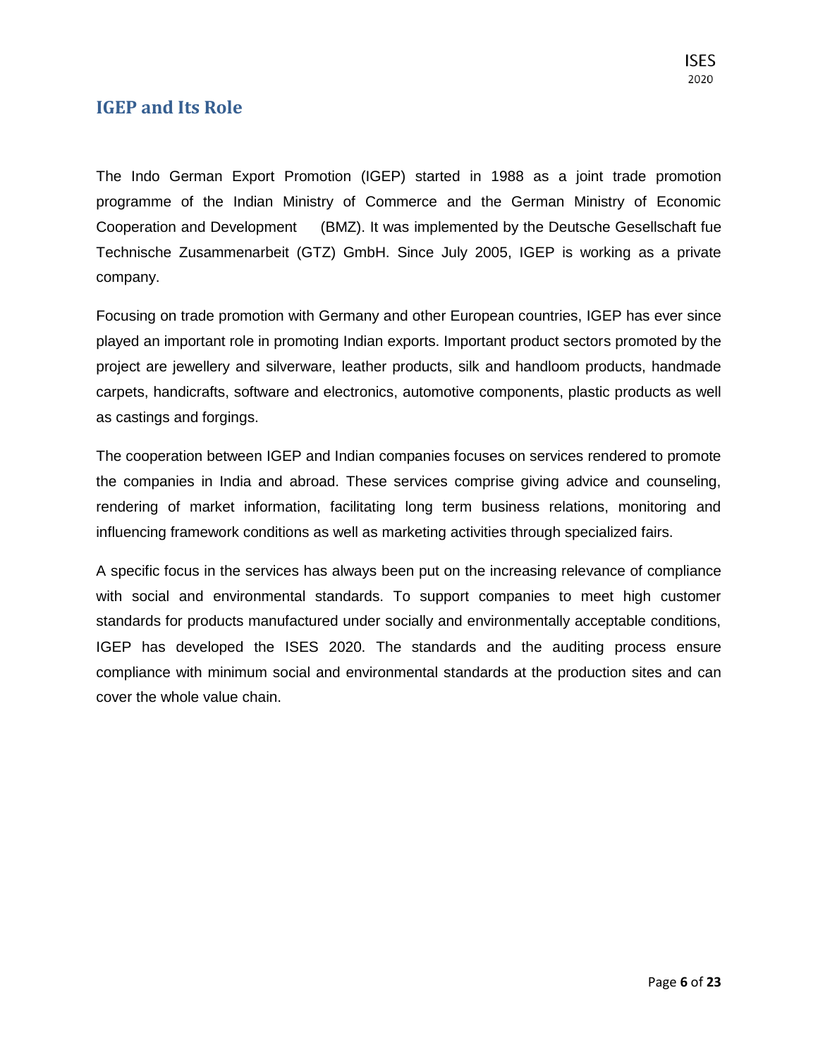## IGEP and Its Role

The Indo German Export Promotion (IGEP) started in 1988 as a joint trade promotion programme of the Indian Ministry of Commerce and the German Ministry of Economic Cooperation and Development (BMZ). It was implemented by the Deutsche Gesellschaft fue Technische Zusammenarbeit (GTZ) GmbH. Since July 2005, IGEP is working as a private company.

Focusing on trade promotion with Germany and other European countries, IGEP has ever since played an important role in promoting Indian exports. Important product sectors promoted by the project are jewellery and silverware, leather products, silk and handloom products, handmade carpets, handicrafts, software and electronics, automotive components, plastic products as well as castings and forgings.

The cooperation between IGEP and Indian companies focuses on services rendered to promote the companies in India and abroad. These services comprise giving advice and counseling, rendering of market information, facilitating long term business relations, monitoring and influencing framework conditions as well as marketing activities through specialized fairs.

A specific focus in the services has always been put on the increasing relevance of compliance with social and environmental standards. To support companies to meet high customer standards for products manufactured under socially and environmentally acceptable conditions, IGEP has developed the ISES 2020. The standards and the auditing process ensure compliance with minimum social and environmental standards at the production sites and can cover the whole value chain.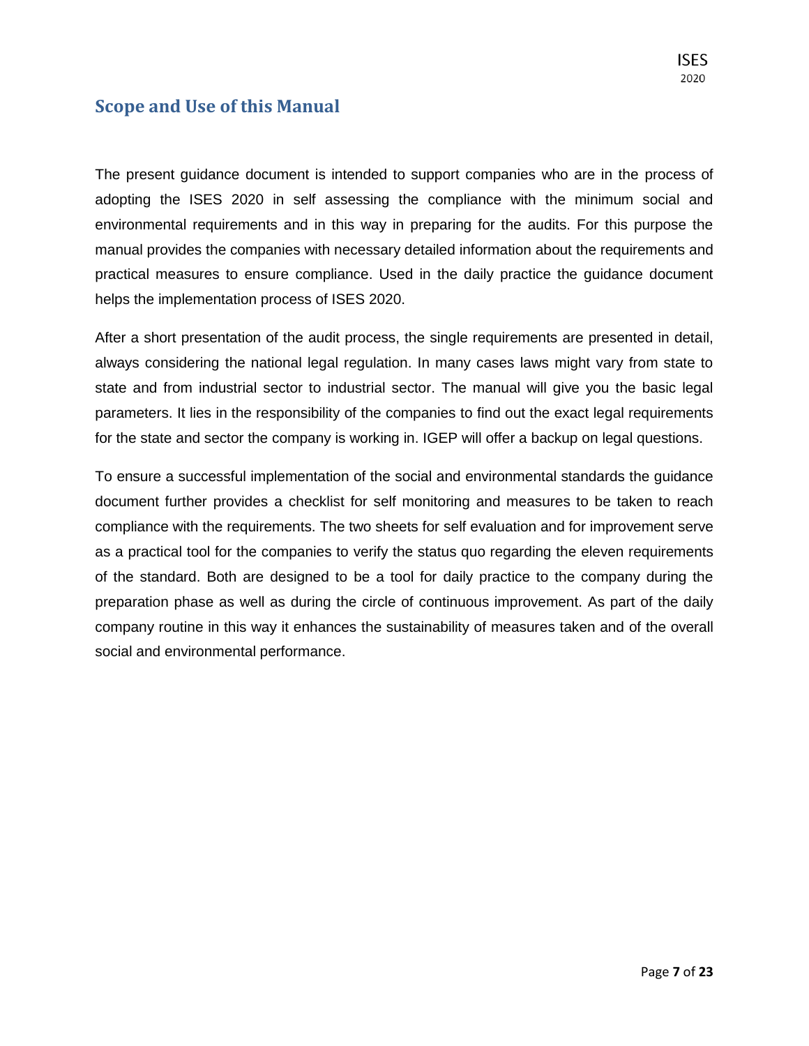## Scope and Use of this Manual

The present guidance document is intended to support companies who are in the process of adopting the ISES 2020 in self assessing the compliance with the minimum social and environmental requirements and in this way in preparing for the audits. For this purpose the manual provides the companies with necessary detailed information about the requirements and practical measures to ensure compliance. Used in the daily practice the guidance document helps the implementation process of ISES 2020.

After a short presentation of the audit process, the single requirements are presented in detail, always considering the national legal regulation. In many cases laws might vary from state to state and from industrial sector to industrial sector. The manual will give you the basic legal parameters. It lies in the responsibility of the companies to find out the exact legal requirements for the state and sector the company is working in. IGEP will offer a backup on legal questions.

To ensure a successful implementation of the social and environmental standards the guidance document further provides a checklist for self monitoring and measures to be taken to reach compliance with the requirements. The two sheets for self evaluation and for improvement serve as a practical tool for the companies to verify the status quo regarding the eleven requirements of the standard. Both are designed to be a tool for daily practice to the company during the preparation phase as well as during the circle of continuous improvement. As part of the daily company routine in this way it enhances the sustainability of measures taken and of the overall social and environmental performance.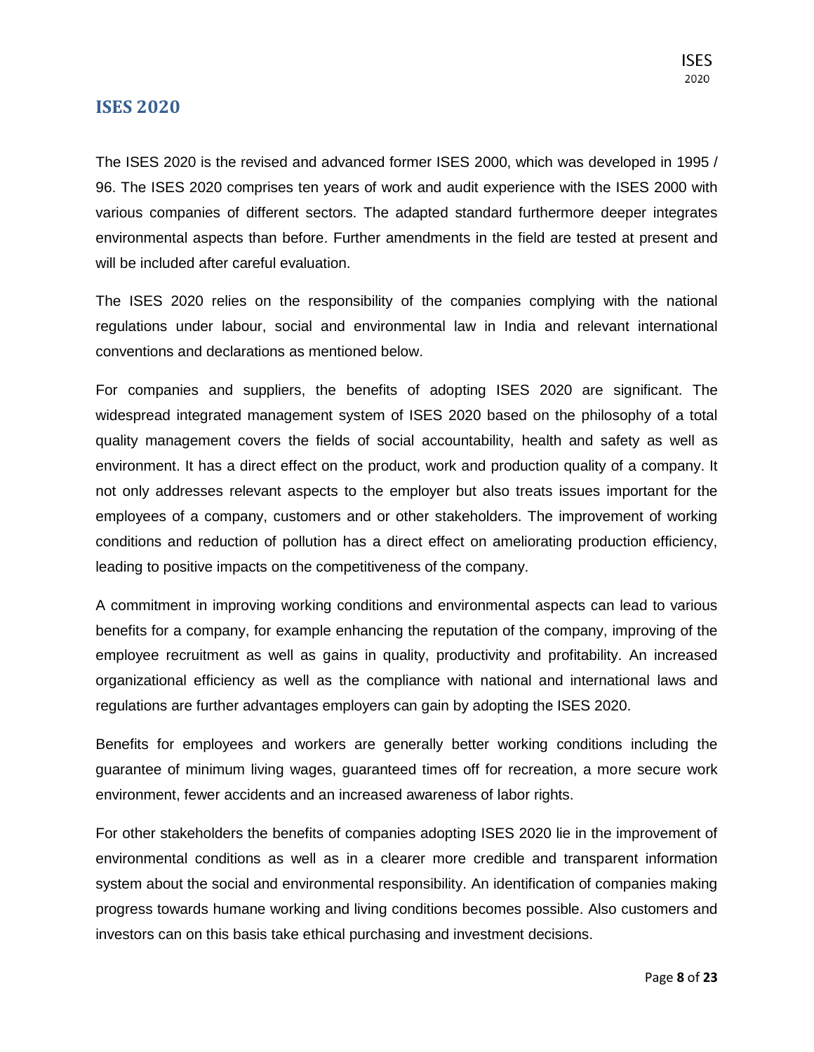## ISES 2020

The ISES 2020 is the revised and advanced former ISES 2000, which was developed in 1995 / 96. The ISES 2020 comprises ten years of work and audit experience with the ISES 2000 with various companies of different sectors. The adapted standard furthermore deeper integrates environmental aspects than before. Further amendments in the field are tested at present and will be included after careful evaluation.

The ISES 2020 relies on the responsibility of the companies complying with the national regulations under labour, social and environmental law in India and relevant international conventions and declarations as mentioned below.

For companies and suppliers, the benefits of adopting ISES 2020 are significant. The widespread integrated management system of ISES 2020 based on the philosophy of a total quality management covers the fields of social accountability, health and safety as well as environment. It has a direct effect on the product, work and production quality of a company. It not only addresses relevant aspects to the employer but also treats issues important for the employees of a company, customers and or other stakeholders. The improvement of working conditions and reduction of pollution has a direct effect on ameliorating production efficiency, leading to positive impacts on the competitiveness of the company.

A commitment in improving working conditions and environmental aspects can lead to various benefits for a company, for example enhancing the reputation of the company, improving of the employee recruitment as well as gains in quality, productivity and profitability. An increased organizational efficiency as well as the compliance with national and international laws and regulations are further advantages employers can gain by adopting the ISES 2020.

Benefits for employees and workers are generally better working conditions including the guarantee of minimum living wages, guaranteed times off for recreation, a more secure work environment, fewer accidents and an increased awareness of labor rights.

For other stakeholders the benefits of companies adopting ISES 2020 lie in the improvement of environmental conditions as well as in a clearer more credible and transparent information system about the social and environmental responsibility. An identification of companies making progress towards humane working and living conditions becomes possible. Also customers and investors can on this basis take ethical purchasing and investment decisions.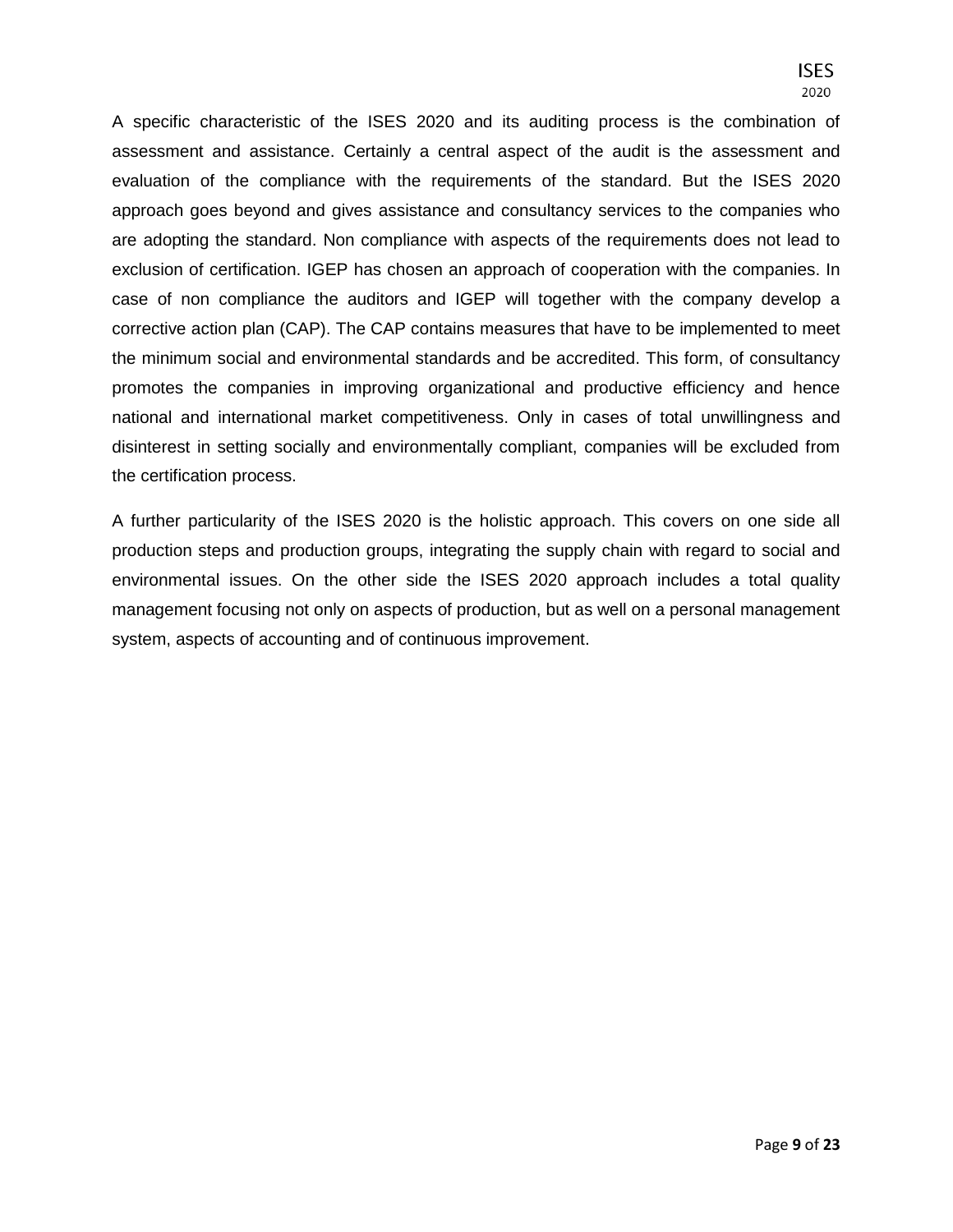A specific characteristic of the ISES 2020 and its auditing process is the combination of assessment and assistance. Certainly a central aspect of the audit is the assessment and evaluation of the compliance with the requirements of the standard. But the ISES 2020 approach goes beyond and gives assistance and consultancy services to the companies who are adopting the standard. Non compliance with aspects of the requirements does not lead to exclusion of certification. IGEP has chosen an approach of cooperation with the companies. In case of non compliance the auditors and IGEP will together with the company develop a corrective action plan (CAP). The CAP contains measures that have to be implemented to meet the minimum social and environmental standards and be accredited. This form, of consultancy promotes the companies in improving organizational and productive efficiency and hence national and international market competitiveness. Only in cases of total unwillingness and disinterest in setting socially and environmentally compliant, companies will be excluded from the certification process.

A further particularity of the ISES 2020 is the holistic approach. This covers on one side all production steps and production groups, integrating the supply chain with regard to social and environmental issues. On the other side the ISES 2020 approach includes a total quality management focusing not only on aspects of production, but as well on a personal management system, aspects of accounting and of continuous improvement.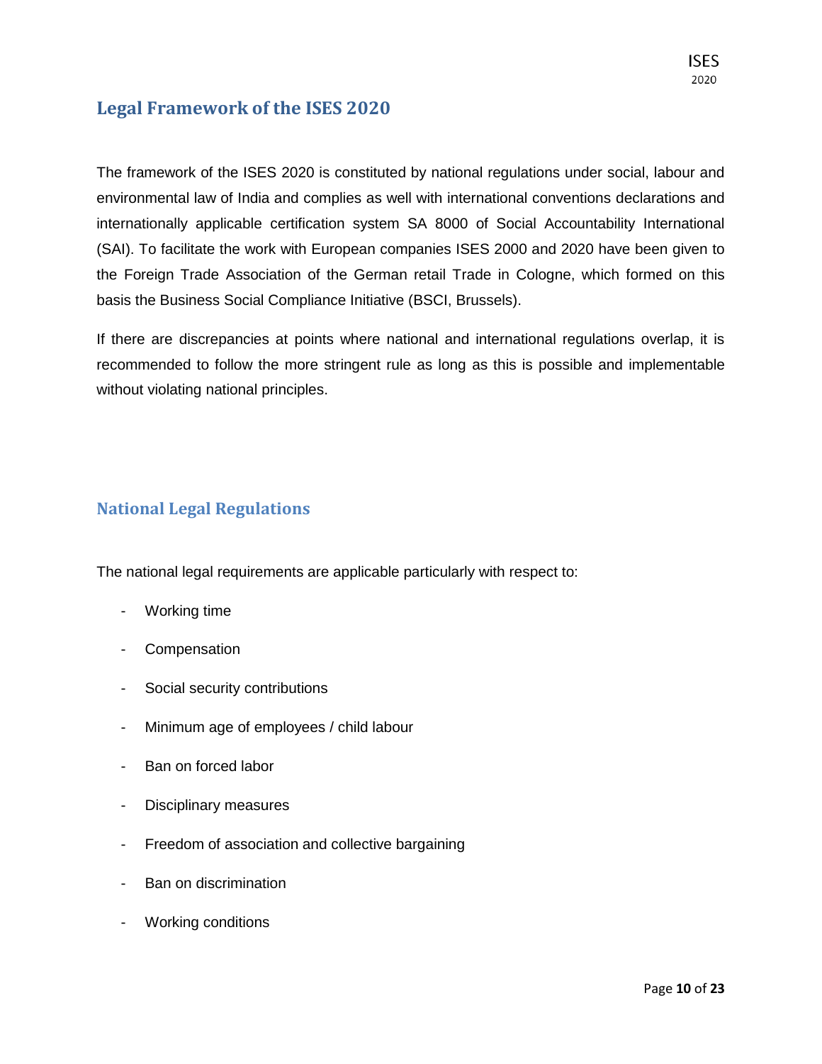## Legal Framework of the ISES 2020

The framework of the ISES 2020 is constituted by national regulations under social, labour and environmental law of India and complies as well with international conventions declarations and internationally applicable certification system SA 8000 of Social Accountability International (SAI). To facilitate the work with European companies ISES 2000 and 2020 have been given to the Foreign Trade Association of the German retail Trade in Cologne, which formed on this basis the Business Social Compliance Initiative (BSCI, Brussels).

If there are discrepancies at points where national and international regulations overlap, it is recommended to follow the more stringent rule as long as this is possible and implementable without violating national principles.

### National Legal Regulations

The national legal requirements are applicable particularly with respect to:

- Working time
- Compensation
- Social security contributions
- Minimum age of employees / child labour
- Ban on forced labor
- Disciplinary measures
- Freedom of association and collective bargaining
- Ban on discrimination
- Working conditions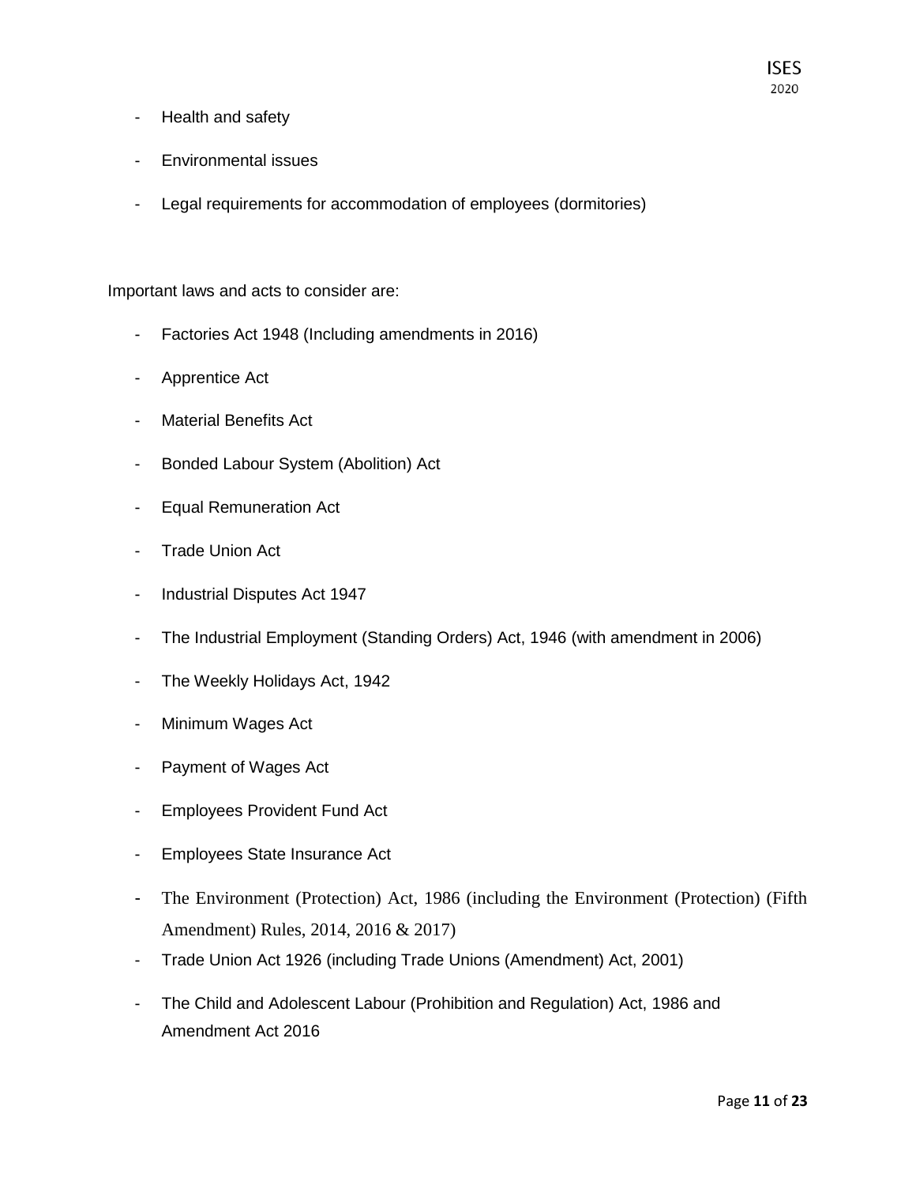- Health and safety
- Environmental issues
- Legal requirements for accommodation of employees (dormitories)

Important laws and acts to consider are:

- Factories Act 1948 (Including amendments in 2016)
- Apprentice Act
- Material Benefits Act
- Bonded Labour System (Abolition) Act
- Equal Remuneration Act
- Trade Union Act
- Industrial Disputes Act 1947
- The Industrial Employment (Standing Orders) Act, 1946 (with amendment in 2006)
- The Weekly Holidays Act, 1942
- Minimum Wages Act
- Payment of Wages Act
- Employees Provident Fund Act
- Employees State Insurance Act
- The Environment (Protection) Act, 1986 (including the Environment (Protection) (Fifth Amendment) Rules, 2014, 2016 & 2017)
- Trade Union Act 1926 (including Trade Unions (Amendment) Act, 2001)
- The Child and Adolescent Labour (Prohibition and Regulation) Act, 1986 and Amendment Act 2016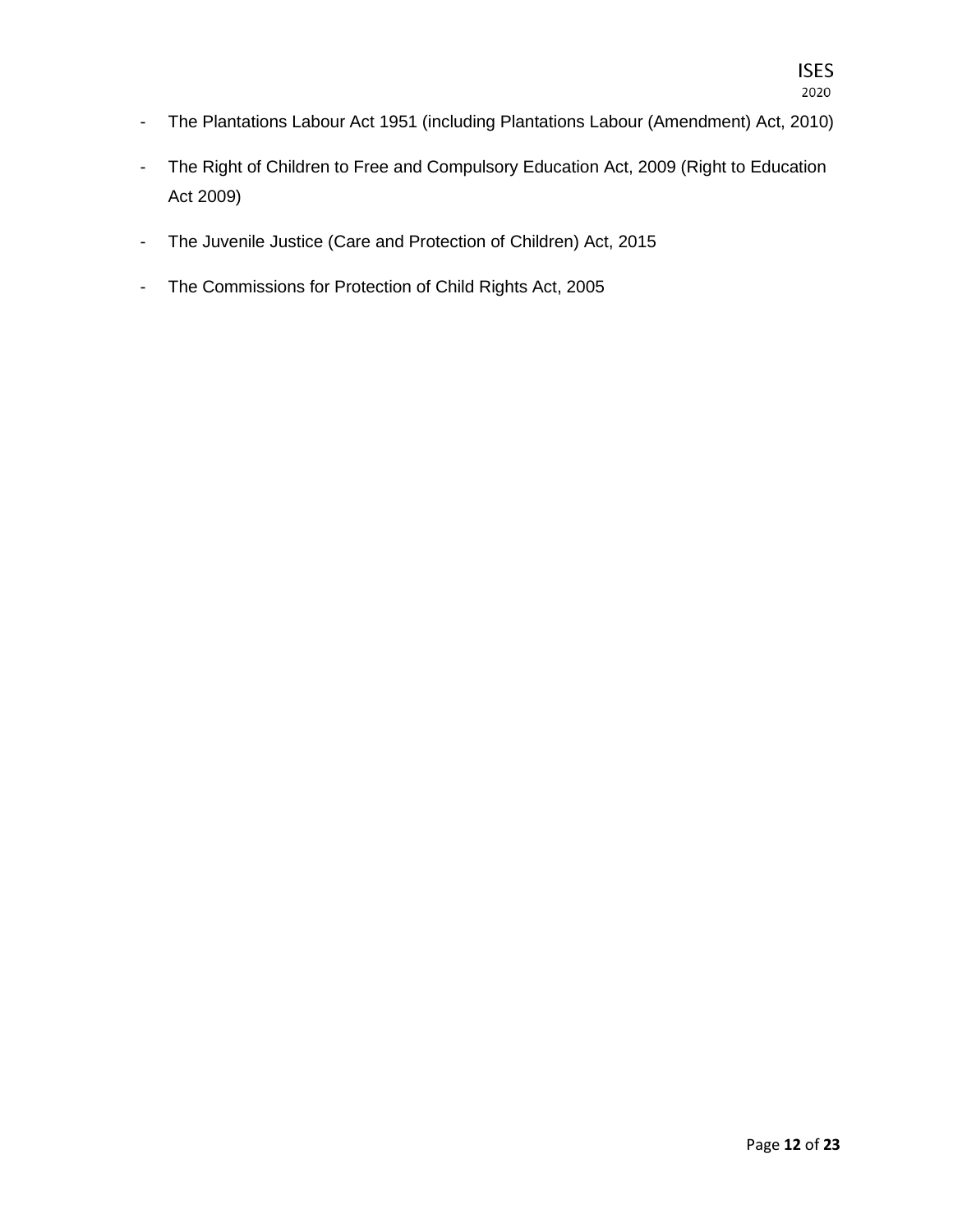- The Plantations Labour Act 1951 (including Plantations Labour (Amendment) Act, 2010)
- The Right of Children to Free and Compulsory Education Act, 2009 (Right to Education Act 2009)
- The Juvenile Justice (Care and Protection of Children) Act, 2015
- The Commissions for Protection of Child Rights Act, 2005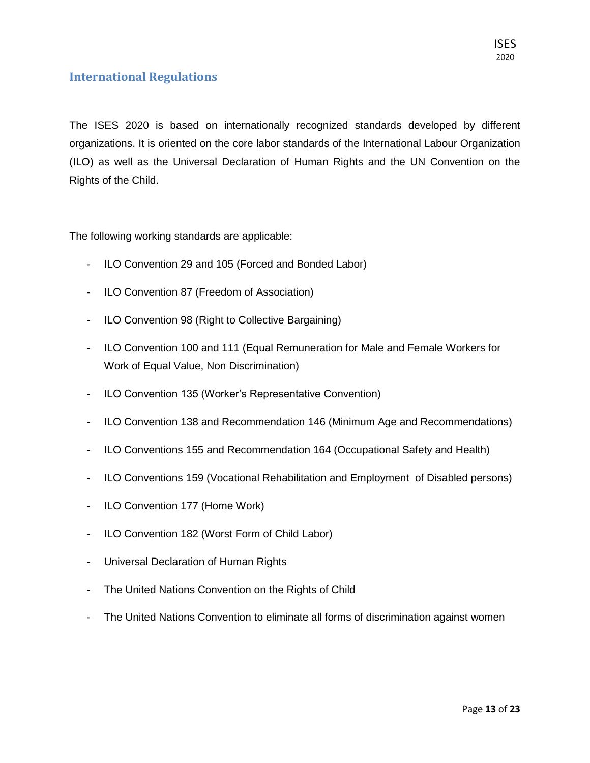## International Regulations

The ISES 2020 is based on internationally recognized standards developed by different organizations. It is oriented on the core labor standards of the International Labour Organization (ILO) as well as the Universal Declaration of Human Rights and the UN Convention on the Rights of the Child.

The following working standards are applicable:

- ILO Convention 29 and 105 (Forced and Bonded Labor)
- ILO Convention 87 (Freedom of Association)
- ILO Convention 98 (Right to Collective Bargaining)
- ILO Convention 100 and 111 (Equal Remuneration for Male and Female Workers for Work of Equal Value, Non Discrimination)
- ILO Convention 135 (Worker's Representative Convention)
- ILO Convention 138 and Recommendation 146 (Minimum Age and Recommendations)
- ILO Conventions 155 and Recommendation 164 (Occupational Safety and Health)
- ILO Conventions 159 (Vocational Rehabilitation and Employment of Disabled persons)
- ILO Convention 177 (Home Work)
- ILO Convention 182 (Worst Form of Child Labor)
- Universal Declaration of Human Rights
- The United Nations Convention on the Rights of Child
- The United Nations Convention to eliminate all forms of discrimination against women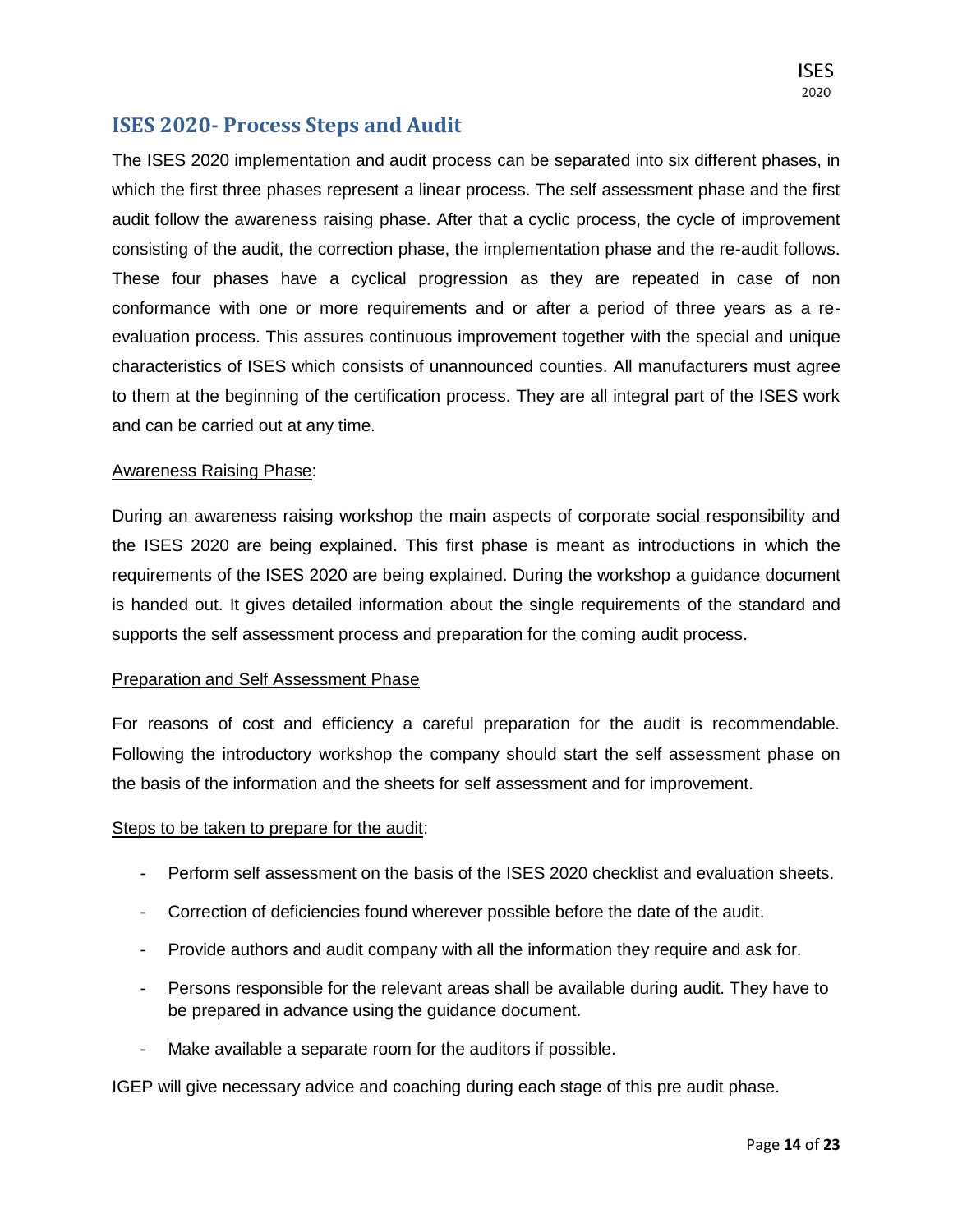## ISES 2020- Process Steps and Audit

The ISES 2020 implementation and audit process can be separated into six different phases, in which the first three phases represent a linear process. The self assessment phase and the first audit follow the awareness raising phase. After that a cyclic process, the cycle of improvement consisting of the audit, the correction phase, the implementation phase and the re-audit follows. These four phases have a cyclical progression as they are repeated in case of non conformance with one or more requirements and or after a period of three years as a re-evaluation process. This assures continuous improvement together with the special and unique characteristics of ISES which consists of unannounced counties. All manufacturers must agree to them at the beginning of the certification process. They are all integral part of the ISES work and can be carried out at any time.

Awareness Raising Phase:

During an awareness raising workshop the main aspects of corporate social responsibility and the ISES 2020 are being explained. This first phase is meant as introductions in which the requirements of the ISES 2020 are being explained. During the workshop a guidance document is handed out. It gives detailed information about the single requirements of the standard and supports the self assessment process and preparation for the coming audit process.

Preparation and Self Assessment Phase

For reasons of cost and efficiency a careful preparation for the audit is recommendable. Following the introductory workshop the company should start the self assessment phase on the basis of the information and the sheets for self assessment and for improvement.

Steps to be taken to prepare for the audit:

- Perform self assessment on the basis of the ISES 2020 checklist and evaluation sheets.
- Correction of deficiencies found wherever possible before the date of the audit.
- Provide authors and audit company with all the information they require and ask for.
- Persons responsible for the relevant areas shall be available during audit. They have to be prepared in advance using the guidance document.
- Make available a separate room for the auditors if possible.

IGEP will give necessary advice and coaching during each stage of this pre audit phase.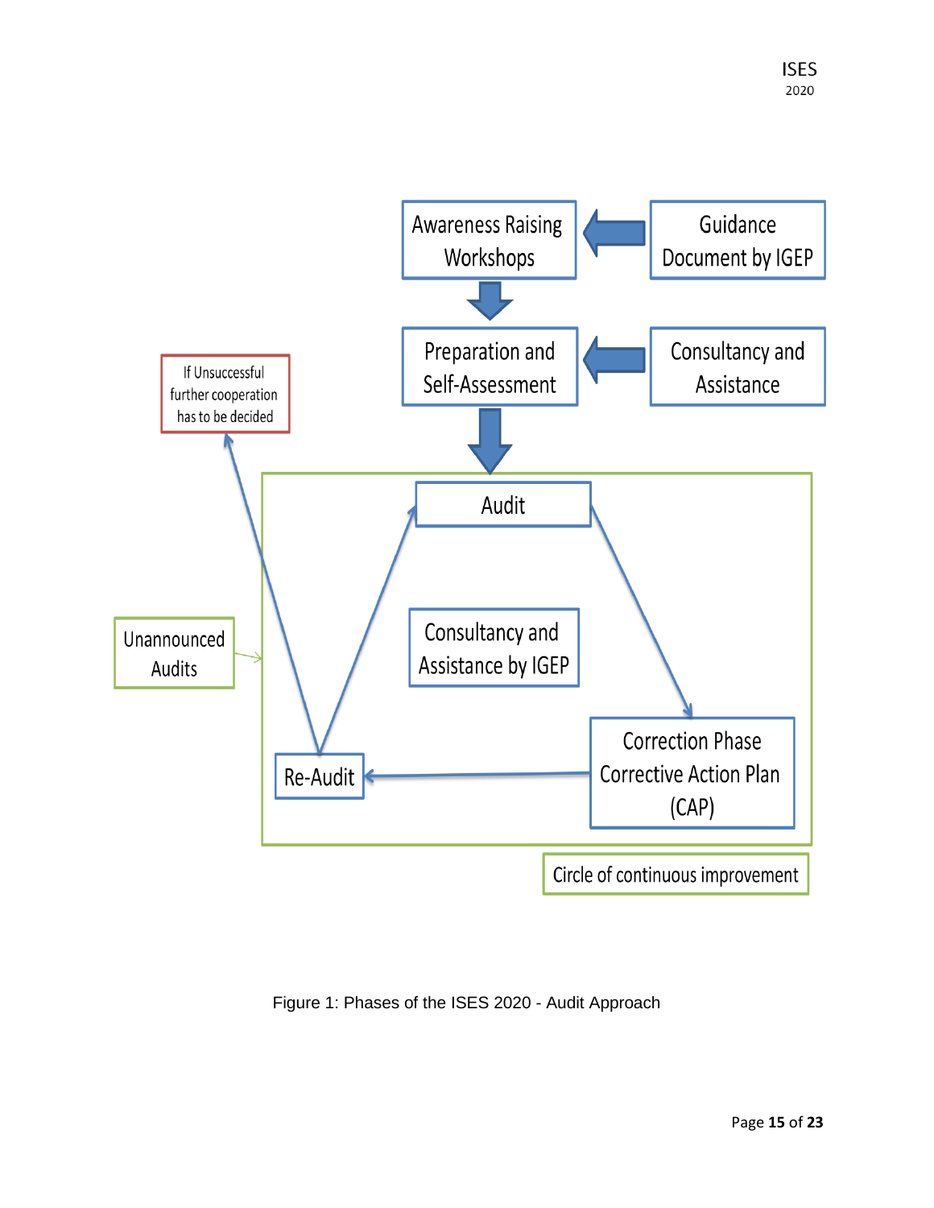Awareness Raising Workshops

Guidance Document by IGEP

Preparation and Self-Assessment

Consultancy and Assistance

If Unsuccessful further cooperation has to be decided

Audit

Consultancy and Assistance by IGEP

Unannounced Audits

Correction Phase Corrective Action Plan (CAP)

Re-Audit

Circle of continuous improvement

Figure 1: Phases of the ISES 2020 - Audit Approach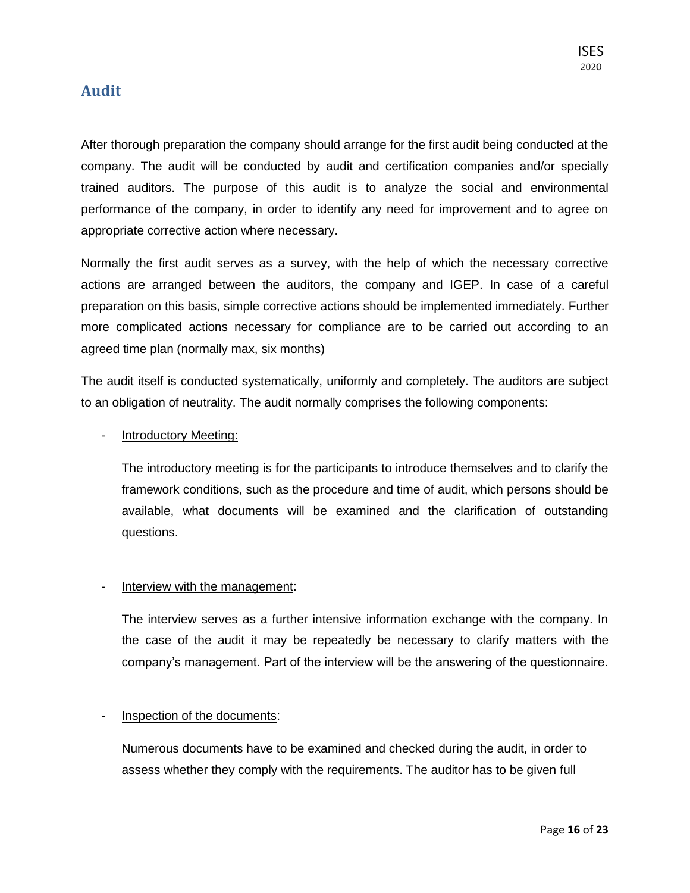## Audit

After thorough preparation the company should arrange for the first audit being conducted at the company. The audit will be conducted by audit and certification companies and/or specially trained auditors. The purpose of this audit is to analyze the social and environmental performance of the company, in order to identify any need for improvement and to agree on appropriate corrective action where necessary.

Normally the first audit serves as a survey, with the help of which the necessary corrective actions are arranged between the auditors, the company and IGEP. In case of a careful preparation on this basis, simple corrective actions should be implemented immediately. Further more complicated actions necessary for compliance are to be carried out according to an agreed time plan (normally max, six months)

The audit itself is conducted systematically, uniformly and completely. The auditors are subject to an obligation of neutrality. The audit normally comprises the following components:

- Introductory Meeting:

  The introductory meeting is for the participants to introduce themselves and to clarify the framework conditions, such as the procedure and time of audit, which persons should be available, what documents will be examined and the clarification of outstanding questions.

- Interview with the management:

  The interview serves as a further intensive information exchange with the company. In the case of the audit it may be repeatedly be necessary to clarify matters with the company's management. Part of the interview will be the answering of the questionnaire.

- Inspection of the documents:

  Numerous documents have to be examined and checked during the audit, in order to assess whether they comply with the requirements. The auditor has to be given full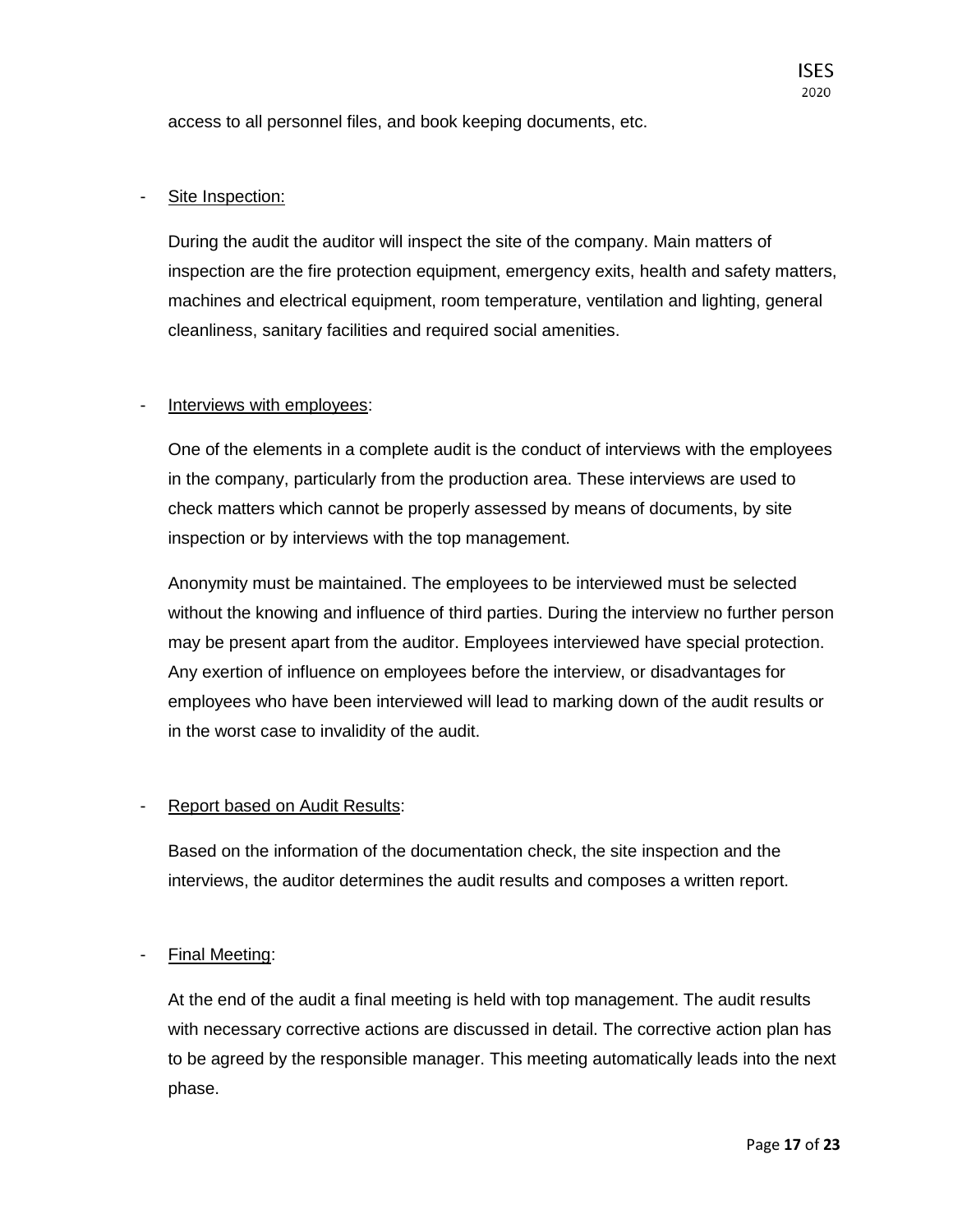access to all personnel files, and book keeping documents, etc.

- Site Inspection:

  During the audit the auditor will inspect the site of the company. Main matters of inspection are the fire protection equipment, emergency exits, health and safety matters, machines and electrical equipment, room temperature, ventilation and lighting, general cleanliness, sanitary facilities and required social amenities.

- Interviews with employees:

  One of the elements in a complete audit is the conduct of interviews with the employees in the company, particularly from the production area. These interviews are used to check matters which cannot be properly assessed by means of documents, by site inspection or by interviews with the top management.

  Anonymity must be maintained. The employees to be interviewed must be selected without the knowing and influence of third parties. During the interview no further person may be present apart from the auditor. Employees interviewed have special protection. Any exertion of influence on employees before the interview, or disadvantages for employees who have been interviewed will lead to marking down of the audit results or in the worst case to invalidity of the audit.

- Report based on Audit Results:

  Based on the information of the documentation check, the site inspection and the interviews, the auditor determines the audit results and composes a written report.

- Final Meeting:

  At the end of the audit a final meeting is held with top management. The audit results with necessary corrective actions are discussed in detail. The corrective action plan has to be agreed by the responsible manager. This meeting automatically leads into the next phase.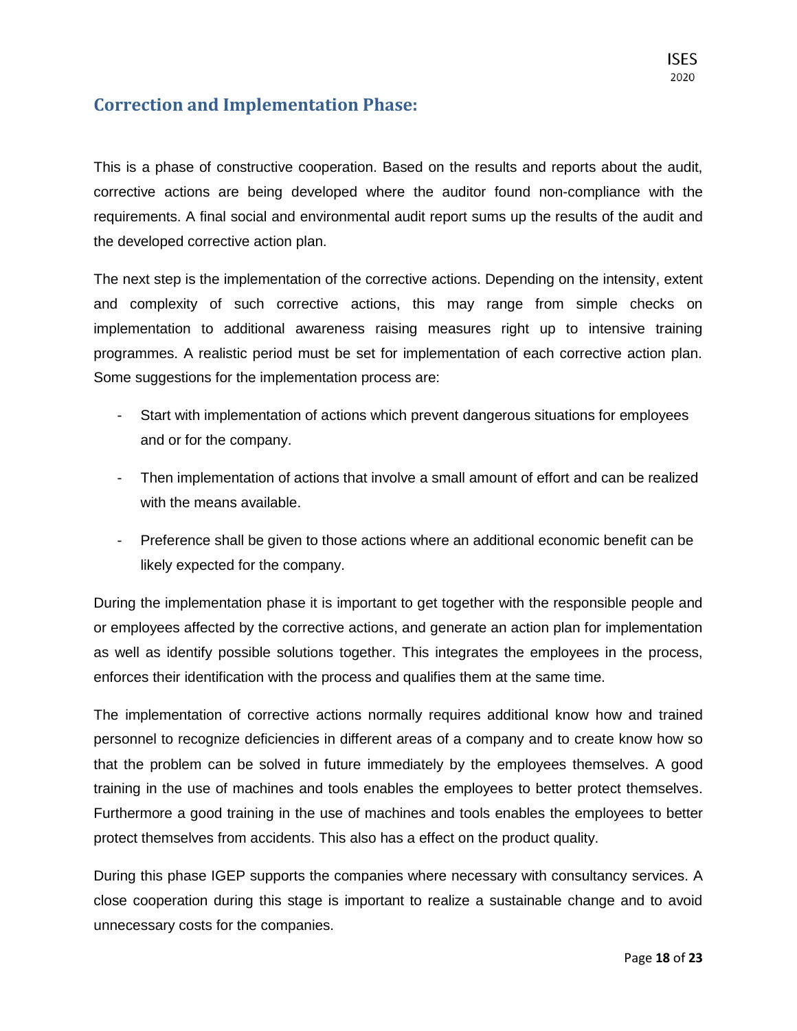## Correction and Implementation Phase:

This is a phase of constructive cooperation. Based on the results and reports about the audit, corrective actions are being developed where the auditor found non-compliance with the requirements. A final social and environmental audit report sums up the results of the audit and the developed corrective action plan.

The next step is the implementation of the corrective actions. Depending on the intensity, extent and complexity of such corrective actions, this may range from simple checks on implementation to additional awareness raising measures right up to intensive training programmes. A realistic period must be set for implementation of each corrective action plan. Some suggestions for the implementation process are:

- Start with implementation of actions which prevent dangerous situations for employees and or for the company.
- Then implementation of actions that involve a small amount of effort and can be realized with the means available.
- Preference shall be given to those actions where an additional economic benefit can be likely expected for the company.

During the implementation phase it is important to get together with the responsible people and or employees affected by the corrective actions, and generate an action plan for implementation as well as identify possible solutions together. This integrates the employees in the process, enforces their identification with the process and qualifies them at the same time.

The implementation of corrective actions normally requires additional know how and trained personnel to recognize deficiencies in different areas of a company and to create know how so that the problem can be solved in future immediately by the employees themselves. A good training in the use of machines and tools enables the employees to better protect themselves. Furthermore a good training in the use of machines and tools enables the employees to better protect themselves from accidents. This also has a effect on the product quality.

During this phase IGEP supports the companies where necessary with consultancy services. A close cooperation during this stage is important to realize a sustainable change and to avoid unnecessary costs for the companies.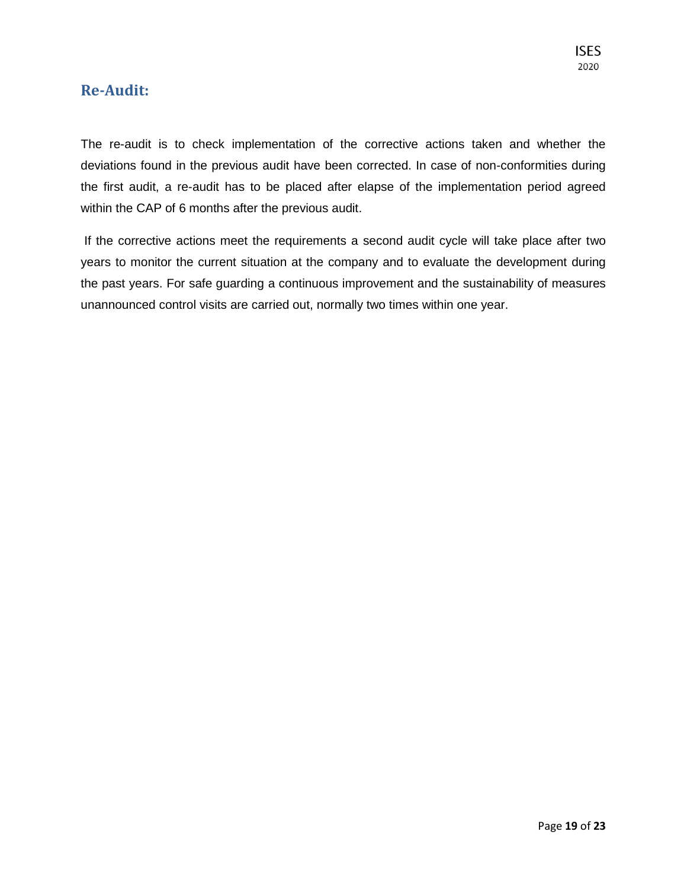## Re-Audit:

The re-audit is to check implementation of the corrective actions taken and whether the deviations found in the previous audit have been corrected. In case of non-conformities during the first audit, a re-audit has to be placed after elapse of the implementation period agreed within the CAP of 6 months after the previous audit.

If the corrective actions meet the requirements a second audit cycle will take place after two years to monitor the current situation at the company and to evaluate the development during the past years. For safe guarding a continuous improvement and the sustainability of measures unannounced control visits are carried out, normally two times within one year.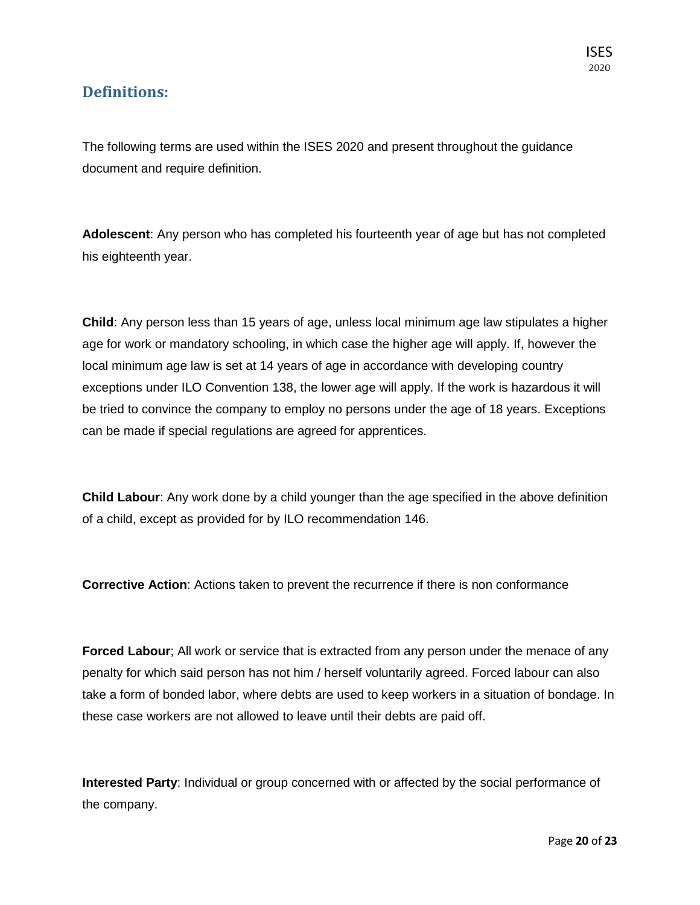## Definitions:

The following terms are used within the ISES 2020 and present throughout the guidance document and require definition.

**Adolescent**: Any person who has completed his fourteenth year of age but has not completed his eighteenth year.

**Child**: Any person less than 15 years of age, unless local minimum age law stipulates a higher age for work or mandatory schooling, in which case the higher age will apply. If, however the local minimum age law is set at 14 years of age in accordance with developing country exceptions under ILO Convention 138, the lower age will apply. If the work is hazardous it will be tried to convince the company to employ no persons under the age of 18 years. Exceptions can be made if special regulations are agreed for apprentices.

**Child Labour**: Any work done by a child younger than the age specified in the above definition of a child, except as provided for by ILO recommendation 146.

**Corrective Action**: Actions taken to prevent the recurrence if there is non conformance

**Forced Labour**; All work or service that is extracted from any person under the menace of any penalty for which said person has not him / herself voluntarily agreed. Forced labour can also take a form of bonded labor, where debts are used to keep workers in a situation of bondage. In these case workers are not allowed to leave until their debts are paid off.

**Interested Party**: Individual or group concerned with or affected by the social performance of the company.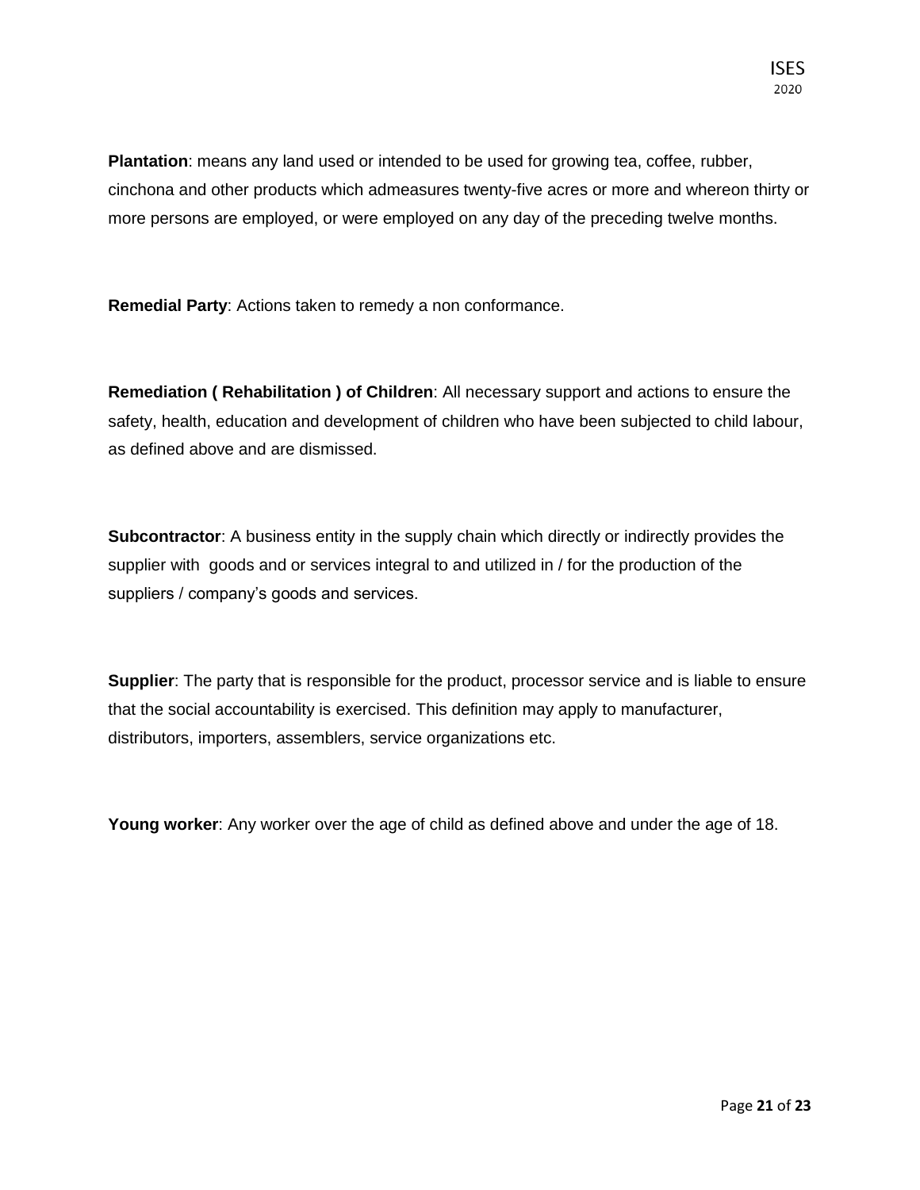**Plantation**: means any land used or intended to be used for growing tea, coffee, rubber, cinchona and other products which admeasures twenty-five acres or more and whereon thirty or more persons are employed, or were employed on any day of the preceding twelve months.

**Remedial Party**: Actions taken to remedy a non conformance.

**Remediation ( Rehabilitation ) of Children**: All necessary support and actions to ensure the safety, health, education and development of children who have been subjected to child labour, as defined above and are dismissed.

**Subcontractor**: A business entity in the supply chain which directly or indirectly provides the supplier with goods and or services integral to and utilized in / for the production of the suppliers / company's goods and services.

**Supplier**: The party that is responsible for the product, processor service and is liable to ensure that the social accountability is exercised. This definition may apply to manufacturer, distributors, importers, assemblers, service organizations etc.

**Young worker**: Any worker over the age of child as defined above and under the age of 18.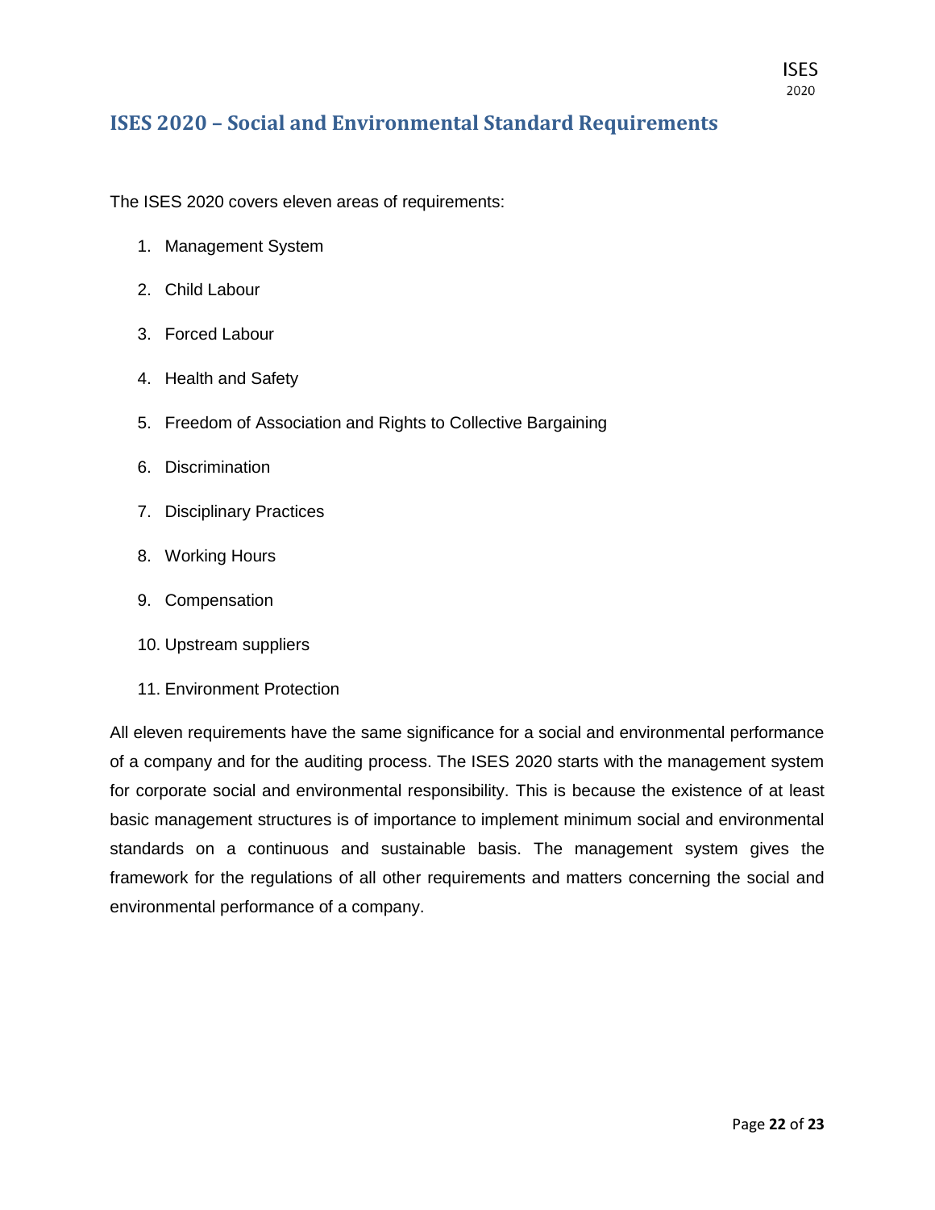## ISES 2020 – Social and Environmental Standard Requirements

The ISES 2020 covers eleven areas of requirements:

1. Management System
2. Child Labour
3. Forced Labour
4. Health and Safety
5. Freedom of Association and Rights to Collective Bargaining
6. Discrimination
7. Disciplinary Practices
8. Working Hours
9. Compensation
10. Upstream suppliers
11. Environment Protection

All eleven requirements have the same significance for a social and environmental performance of a company and for the auditing process. The ISES 2020 starts with the management system for corporate social and environmental responsibility. This is because the existence of at least basic management structures is of importance to implement minimum social and environmental standards on a continuous and sustainable basis. The management system gives the framework for the regulations of all other requirements and matters concerning the social and environmental performance of a company.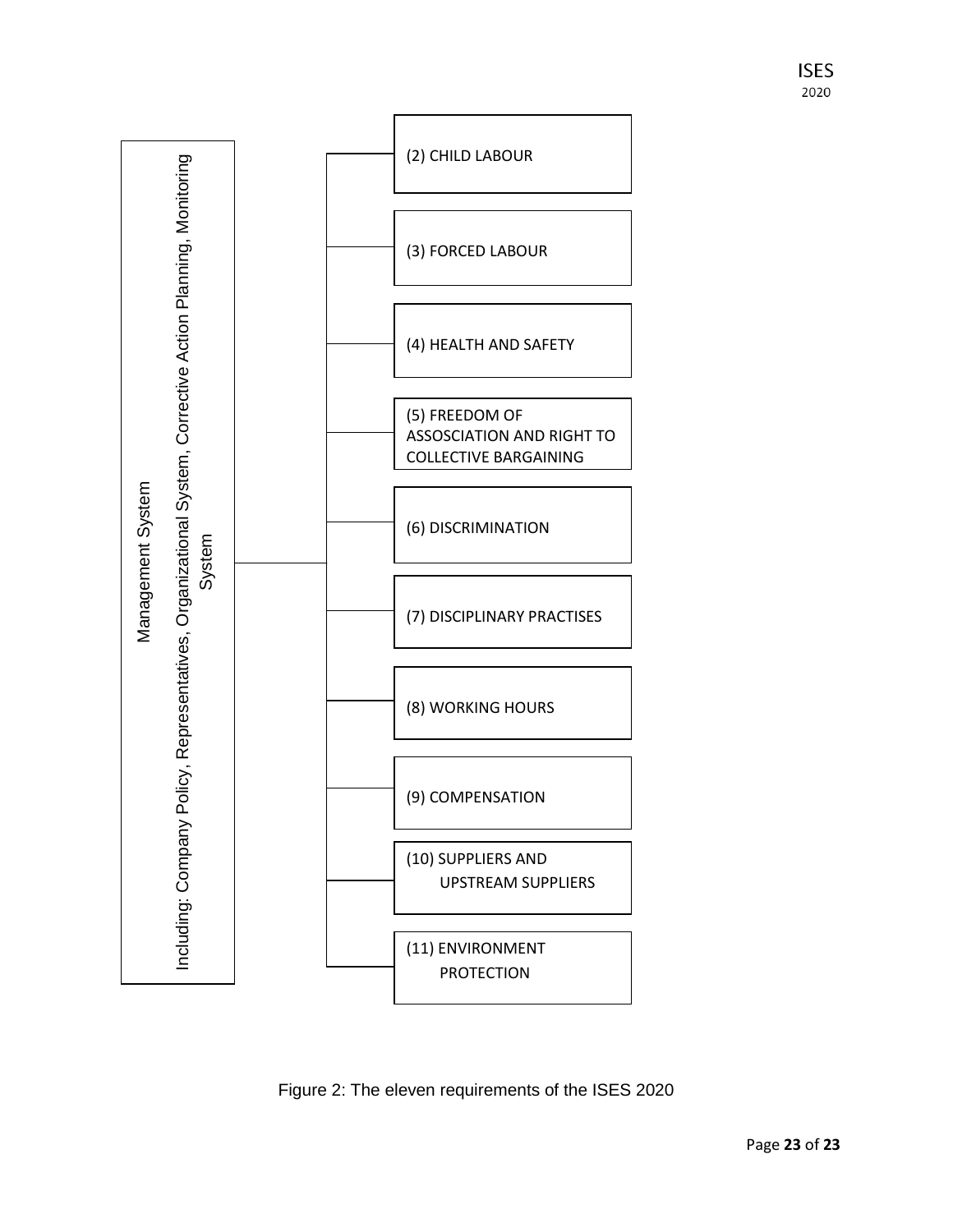Management System

Including: Company Policy, Representatives, Organizational System, Corrective Action Planning, Monitoring System

(2) CHILD LABOUR

(3) FORCED LABOUR

(4) HEALTH AND SAFETY

(5) FREEDOM OF ASSOSCIATION AND RIGHT TO COLLECTIVE BARGAINING

(6) DISCRIMINATION

(7) DISCIPLINARY PRACTISES

(8) WORKING HOURS

(9) COMPENSATION

(10) SUPPLIERS AND UPSTREAM SUPPLIERS

(11) ENVIRONMENT PROTECTION

Figure 2: The eleven requirements of the ISES 2020